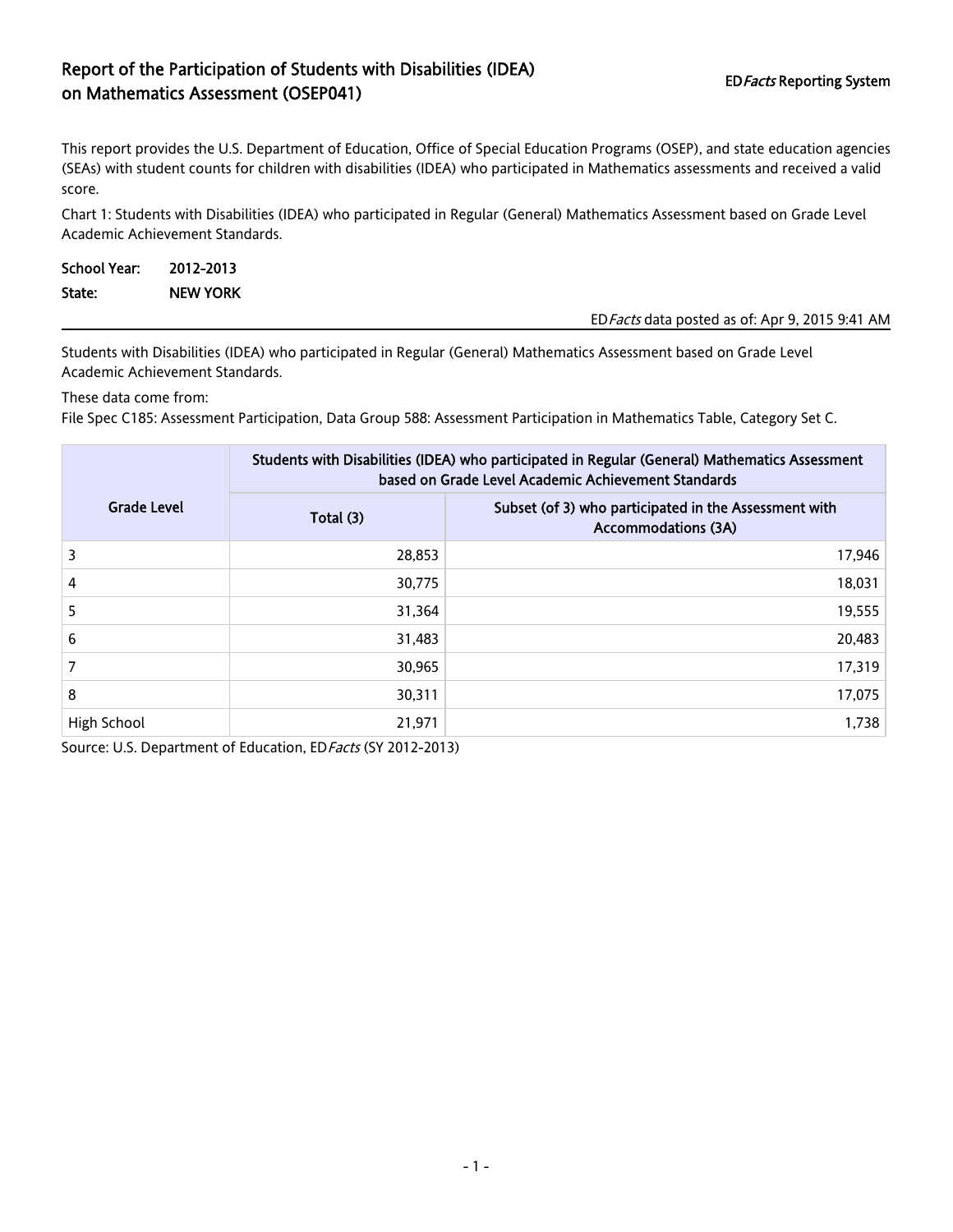# Report of the Participation of Students with Disabilities (IDEA) on Mathematics Assessment (OSEP041)

ED*Facts* Reporting System

This report provides the U.S. Department of Education, Office of Special Education Programs (OSEP), and state education agencies (SEAs) with student counts for children with disabilities (IDEA) who participated in Mathematics assessments and received a valid score.

Chart 1: Students with Disabilities (IDEA) who participated in Regular (General) Mathematics Assessment based on Grade Level Academic Achievement Standards.

**School Year:** 2012-2013

**State:** NEW YORK

ED*Facts* data posted as of: Apr 9, 2015 9:41 AM

Students with Disabilities (IDEA) who participated in Regular (General) Mathematics Assessment based on Grade Level Academic Achievement Standards.

These data come from:

File Spec C185: Assessment Participation, Data Group 588: Assessment Participation in Mathematics Table, Category Set C.

| Grade Level | Students with Disabilities (IDEA) who participated in Regular (General) Mathematics Assessment based on Grade Level Academic Achievement Standards | |
|---|---|---|
| | Total (3) | Subset (of 3) who participated in the Assessment with Accommodations (3A) |
| 3 | 28,853 | 17,946 |
| 4 | 30,775 | 18,031 |
| 5 | 31,364 | 19,555 |
| 6 | 31,483 | 20,483 |
| 7 | 30,965 | 17,319 |
| 8 | 30,311 | 17,075 |
| High School | 21,971 | 1,738 |

Source: U.S. Department of Education, ED*Facts* (SY 2012-2013)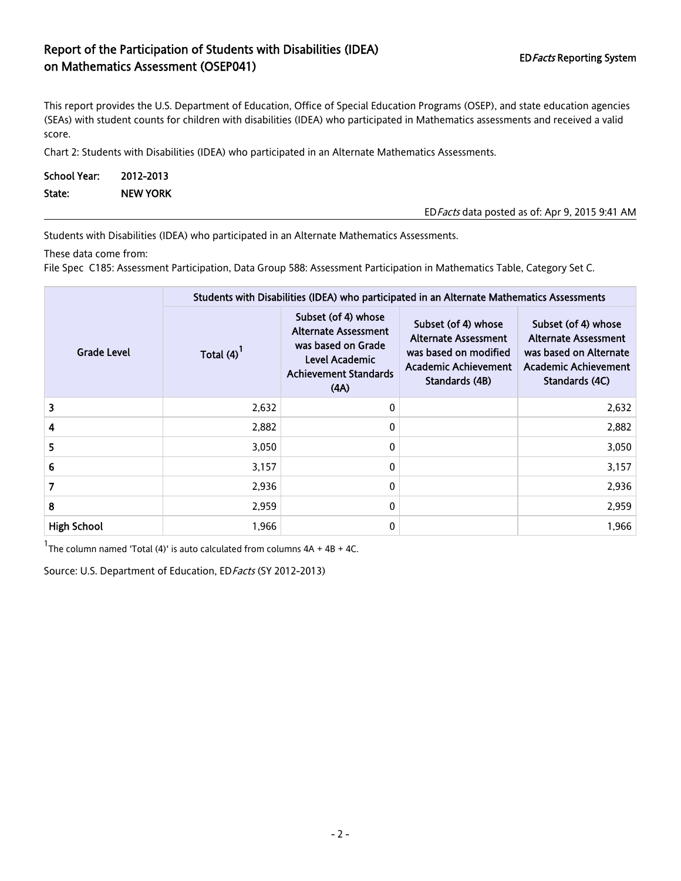# Report of the Participation of Students with Disabilities (IDEA) on Mathematics Assessment (OSEP041)

ED*Facts* Reporting System

This report provides the U.S. Department of Education, Office of Special Education Programs (OSEP), and state education agencies (SEAs) with student counts for children with disabilities (IDEA) who participated in Mathematics assessments and received a valid score.

Chart 2: Students with Disabilities (IDEA) who participated in an Alternate Mathematics Assessments.

**School Year:** 2012-2013

**State:** NEW YORK

ED*Facts* data posted as of: Apr 9, 2015 9:41 AM

Students with Disabilities (IDEA) who participated in an Alternate Mathematics Assessments.

These data come from:

File Spec C185: Assessment Participation, Data Group 588: Assessment Participation in Mathematics Table, Category Set C.

| Grade Level | Students with Disabilities (IDEA) who participated in an Alternate Mathematics Assessments | | | |
|---|---|---|---|---|
| | Total (4)[1] | Subset (of 4) whose Alternate Assessment was based on Grade Level Academic Achievement Standards (4A) | Subset (of 4) whose Alternate Assessment was based on modified Academic Achievement Standards (4B) | Subset (of 4) whose Alternate Assessment was based on Alternate Academic Achievement Standards (4C) |
| 3 | 2,632 | 0 | | 2,632 |
| 4 | 2,882 | 0 | | 2,882 |
| 5 | 3,050 | 0 | | 3,050 |
| 6 | 3,157 | 0 | | 3,157 |
| 7 | 2,936 | 0 | | 2,936 |
| 8 | 2,959 | 0 | | 2,959 |
| High School | 1,966 | 0 | | 1,966 |

[1]The column named 'Total (4)' is auto calculated from columns 4A + 4B + 4C.

Source: U.S. Department of Education, ED*Facts* (SY 2012-2013)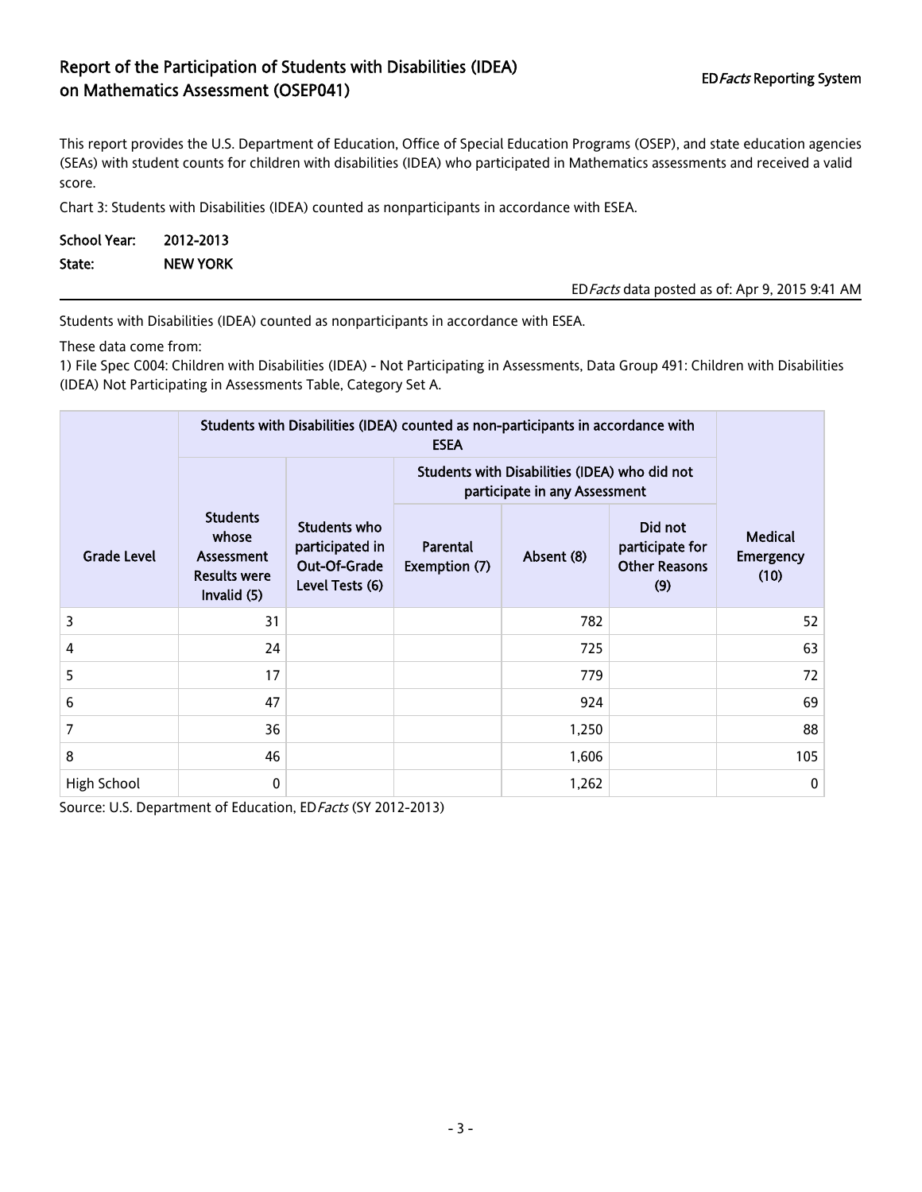# Report of the Participation of Students with Disabilities (IDEA) on Mathematics Assessment (OSEP041)

ED*Facts* Reporting System

This report provides the U.S. Department of Education, Office of Special Education Programs (OSEP), and state education agencies (SEAs) with student counts for children with disabilities (IDEA) who participated in Mathematics assessments and received a valid score.

Chart 3: Students with Disabilities (IDEA) counted as nonparticipants in accordance with ESEA.

**School Year:** 2012-2013

**State:** NEW YORK

ED*Facts* data posted as of: Apr 9, 2015 9:41 AM

Students with Disabilities (IDEA) counted as nonparticipants in accordance with ESEA.

These data come from:

1) File Spec C004: Children with Disabilities (IDEA) - Not Participating in Assessments, Data Group 491: Children with Disabilities (IDEA) Not Participating in Assessments Table, Category Set A.

| Grade Level | Students with Disabilities (IDEA) counted as non-participants in accordance with ESEA | | | | | Medical Emergency (10) |
|---|---|---|---|---|---|---|
| | | | Students with Disabilities (IDEA) who did not participate in any Assessment | | | |
| | Students whose Assessment Results were Invalid (5) | Students who participated in Out-Of-Grade Level Tests (6) | Parental Exemption (7) | Absent (8) | Did not participate for Other Reasons (9) | |
| 3 | 31 | | | 782 | | 52 |
| 4 | 24 | | | 725 | | 63 |
| 5 | 17 | | | 779 | | 72 |
| 6 | 47 | | | 924 | | 69 |
| 7 | 36 | | | 1,250 | | 88 |
| 8 | 46 | | | 1,606 | | 105 |
| High School | 0 | | | 1,262 | | 0 |

Source: U.S. Department of Education, ED*Facts* (SY 2012-2013)